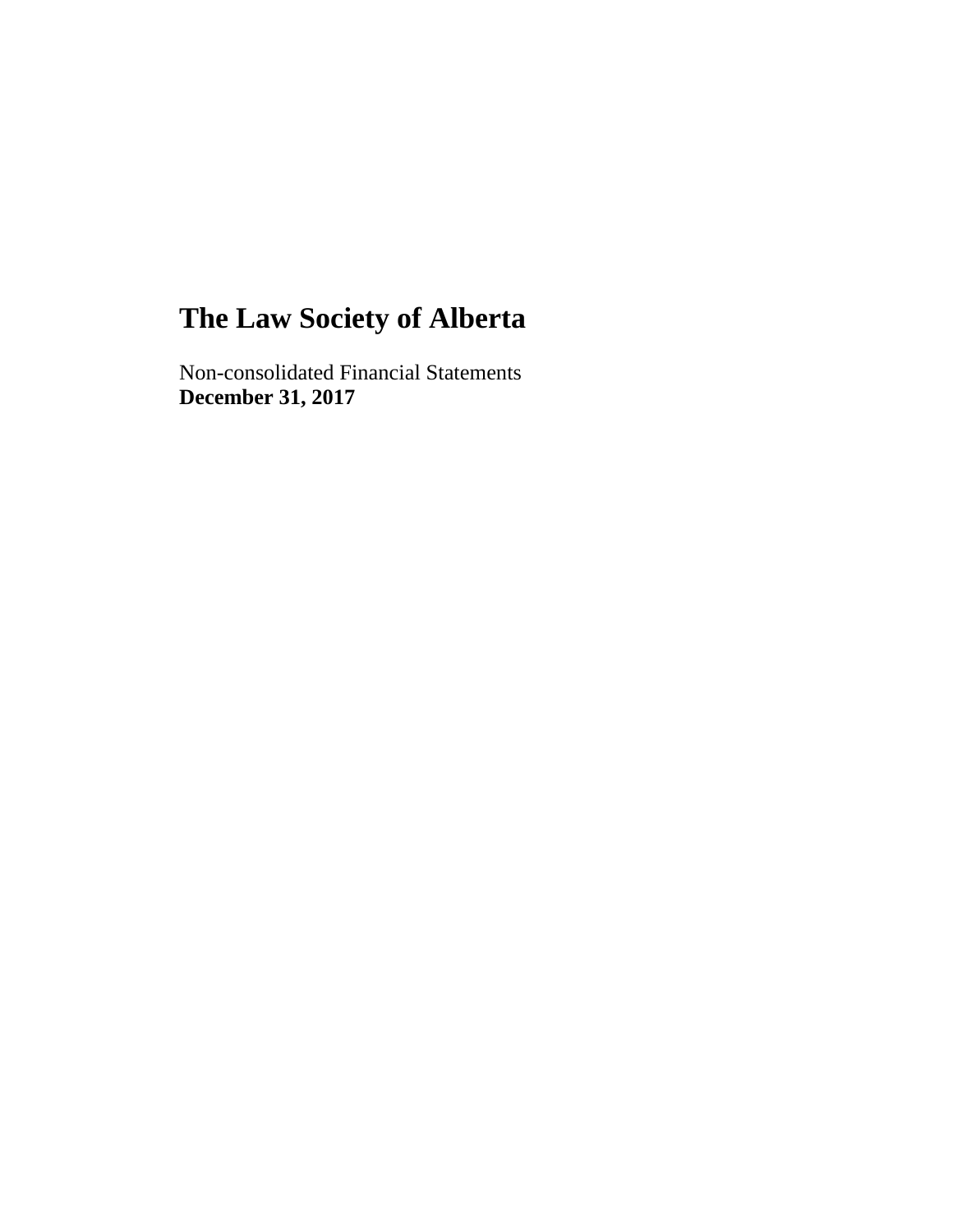# The Law Society of Alberta

Non-consolidated Financial Statements
**December 31, 2017**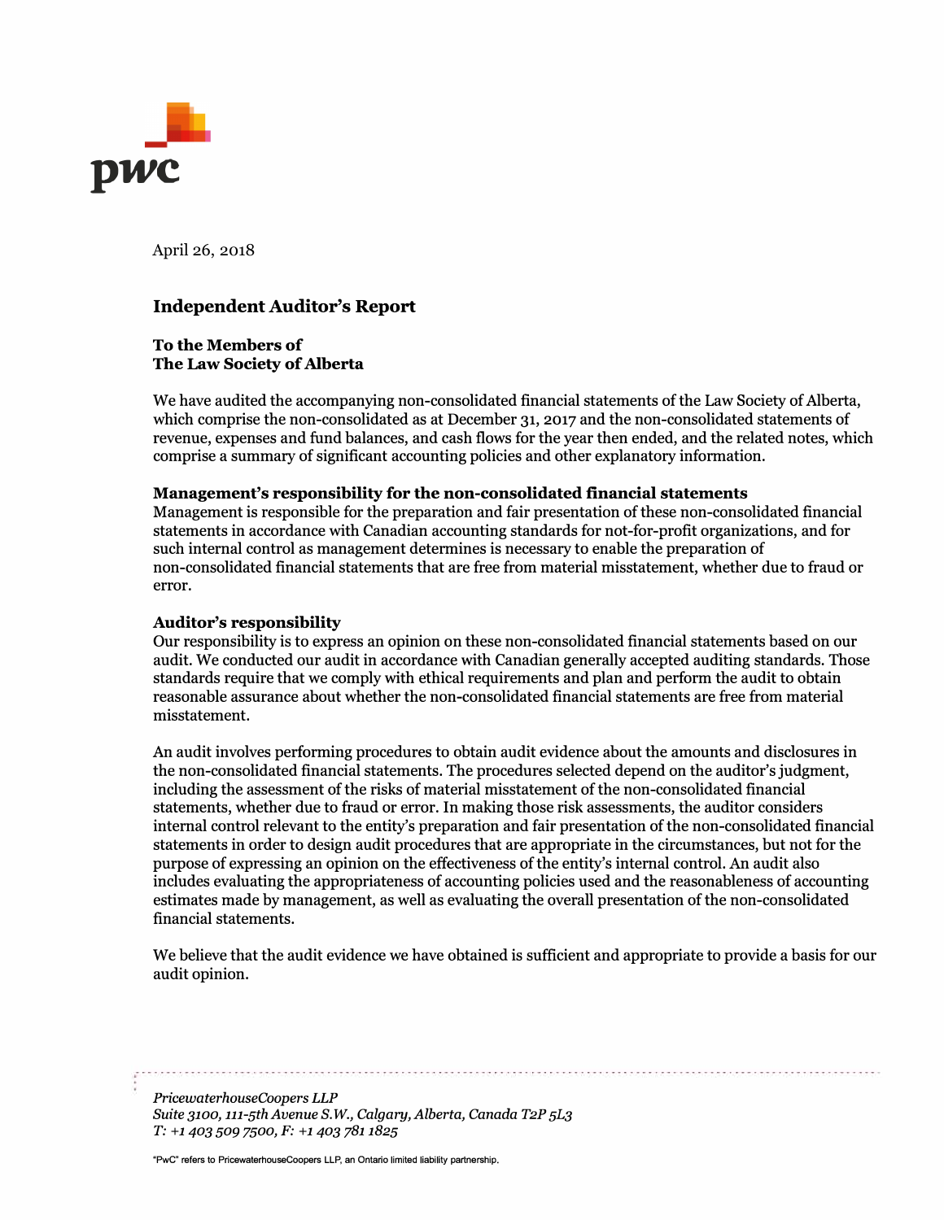April 26, 2018

## Independent Auditor's Report

**To the Members of**
**The Law Society of Alberta**

We have audited the accompanying non-consolidated financial statements of the Law Society of Alberta, which comprise the non-consolidated as at December 31, 2017 and the non-consolidated statements of revenue, expenses and fund balances, and cash flows for the year then ended, and the related notes, which comprise a summary of significant accounting policies and other explanatory information.

**Management's responsibility for the non-consolidated financial statements**

Management is responsible for the preparation and fair presentation of these non-consolidated financial statements in accordance with Canadian accounting standards for not-for-profit organizations, and for such internal control as management determines is necessary to enable the preparation of non-consolidated financial statements that are free from material misstatement, whether due to fraud or error.

**Auditor's responsibility**

Our responsibility is to express an opinion on these non-consolidated financial statements based on our audit. We conducted our audit in accordance with Canadian generally accepted auditing standards. Those standards require that we comply with ethical requirements and plan and perform the audit to obtain reasonable assurance about whether the non-consolidated financial statements are free from material misstatement.

An audit involves performing procedures to obtain audit evidence about the amounts and disclosures in the non-consolidated financial statements. The procedures selected depend on the auditor's judgment, including the assessment of the risks of material misstatement of the non-consolidated financial statements, whether due to fraud or error. In making those risk assessments, the auditor considers internal control relevant to the entity's preparation and fair presentation of the non-consolidated financial statements in order to design audit procedures that are appropriate in the circumstances, but not for the purpose of expressing an opinion on the effectiveness of the entity's internal control. An audit also includes evaluating the appropriateness of accounting policies used and the reasonableness of accounting estimates made by management, as well as evaluating the overall presentation of the non-consolidated financial statements.

We believe that the audit evidence we have obtained is sufficient and appropriate to provide a basis for our audit opinion.

*PricewaterhouseCoopers LLP*
*Suite 3100, 111-5th Avenue S.W., Calgary, Alberta, Canada T2P 5L3*
*T: +1 403 509 7500, F: +1 403 781 1825*

"PwC" refers to PricewaterhouseCoopers LLP, an Ontario limited liability partnership.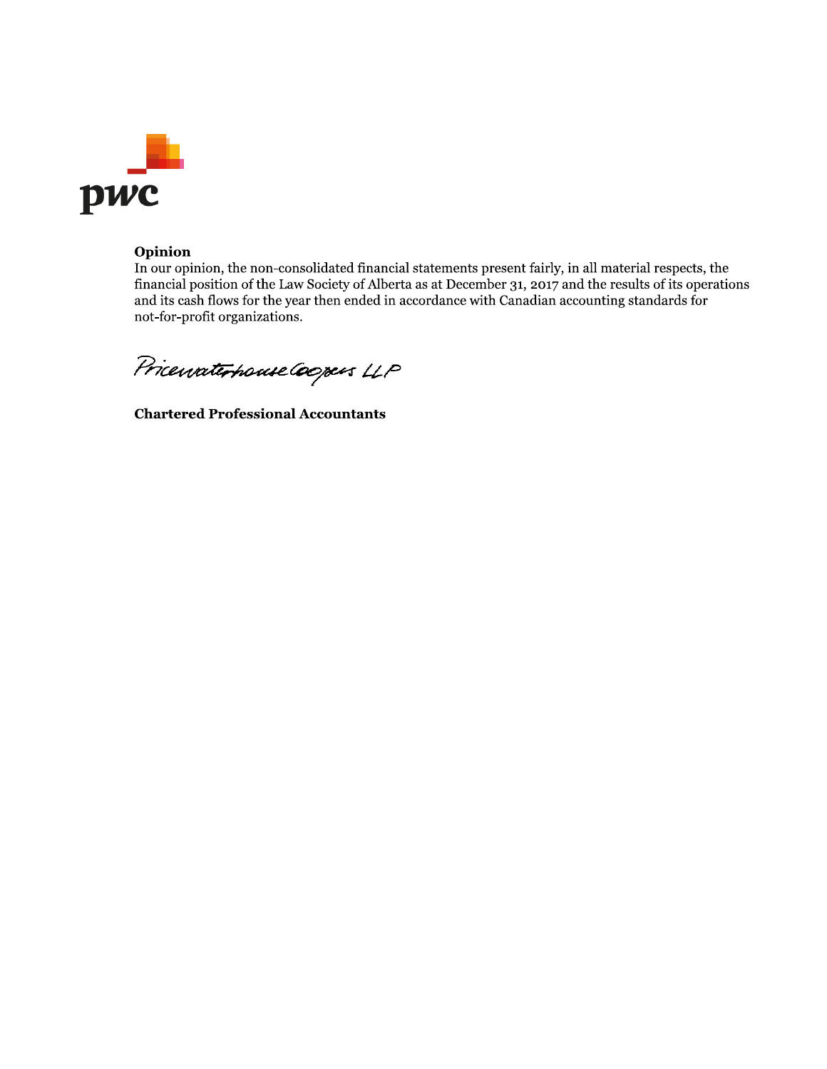**Opinion**

In our opinion, the non-consolidated financial statements present fairly, in all material respects, the financial position of the Law Society of Alberta as at December 31, 2017 and the results of its operations and its cash flows for the year then ended in accordance with Canadian accounting standards for not-for-profit organizations.

PricewaterhouseCoopers LLP

**Chartered Professional Accountants**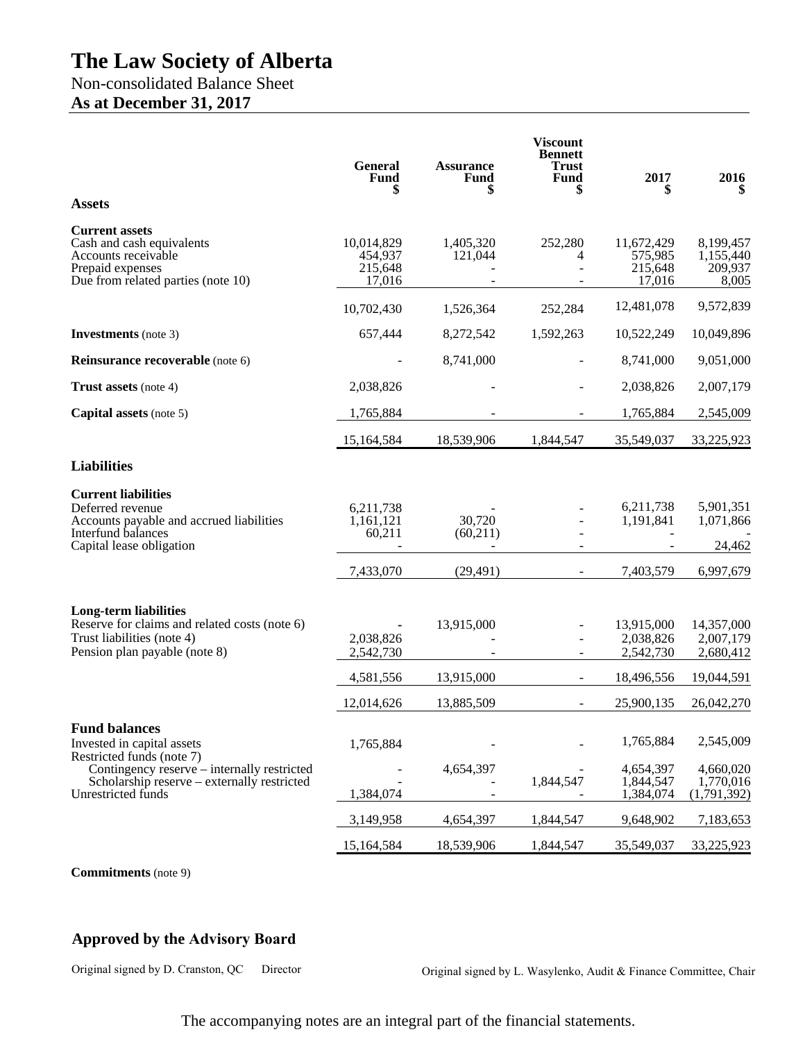# The Law Society of Alberta

Non-consolidated Balance Sheet

**As at December 31, 2017**

| | General Fund $ | Assurance Fund $ | Viscount Bennett Trust Fund $ | 2017 $ | 2016 $ |
|---|---|---|---|---|---|
| **Assets** | | | | | |
| **Current assets** | | | | | |
| Cash and cash equivalents | 10,014,829 | 1,405,320 | 252,280 | 11,672,429 | 8,199,457 |
| Accounts receivable | 454,937 | 121,044 | 4 | 575,985 | 1,155,440 |
| Prepaid expenses | 215,648 | - | - | 215,648 | 209,937 |
| Due from related parties (note 10) | 17,016 | - | - | 17,016 | 8,005 |
| | 10,702,430 | 1,526,364 | 252,284 | 12,481,078 | 9,572,839 |
| **Investments** (note 3) | 657,444 | 8,272,542 | 1,592,263 | 10,522,249 | 10,049,896 |
| **Reinsurance recoverable** (note 6) | - | 8,741,000 | - | 8,741,000 | 9,051,000 |
| **Trust assets** (note 4) | 2,038,826 | - | - | 2,038,826 | 2,007,179 |
| **Capital assets** (note 5) | 1,765,884 | - | - | 1,765,884 | 2,545,009 |
| | 15,164,584 | 18,539,906 | 1,844,547 | 35,549,037 | 33,225,923 |
| **Liabilities** | | | | | |
| **Current liabilities** | | | | | |
| Deferred revenue | 6,211,738 | - | - | 6,211,738 | 5,901,351 |
| Accounts payable and accrued liabilities | 1,161,121 | 30,720 | - | 1,191,841 | 1,071,866 |
| Interfund balances | 60,211 | (60,211) | - | - | - |
| Capital lease obligation | - | - | - | - | 24,462 |
| | 7,433,070 | (29,491) | - | 7,403,579 | 6,997,679 |
| **Long-term liabilities** | | | | | |
| Reserve for claims and related costs (note 6) | - | 13,915,000 | - | 13,915,000 | 14,357,000 |
| Trust liabilities (note 4) | 2,038,826 | - | - | 2,038,826 | 2,007,179 |
| Pension plan payable (note 8) | 2,542,730 | - | - | 2,542,730 | 2,680,412 |
| | 4,581,556 | 13,915,000 | - | 18,496,556 | 19,044,591 |
| | 12,014,626 | 13,885,509 | - | 25,900,135 | 26,042,270 |
| **Fund balances** | | | | | |
| Invested in capital assets | 1,765,884 | - | - | 1,765,884 | 2,545,009 |
| Restricted funds (note 7) | | | | | |
| Contingency reserve – internally restricted | - | 4,654,397 | - | 4,654,397 | 4,660,020 |
| Scholarship reserve – externally restricted | - | - | 1,844,547 | 1,844,547 | 1,770,016 |
| Unrestricted funds | 1,384,074 | - | - | 1,384,074 | (1,791,392) |
| | 3,149,958 | 4,654,397 | 1,844,547 | 9,648,902 | 7,183,653 |
| | 15,164,584 | 18,539,906 | 1,844,547 | 35,549,037 | 33,225,923 |

**Commitments** (note 9)

## Approved by the Advisory Board

Original signed by D. Cranston, QC Director

Original signed by L. Wasylenko, Audit & Finance Committee, Chair

The accompanying notes are an integral part of the financial statements.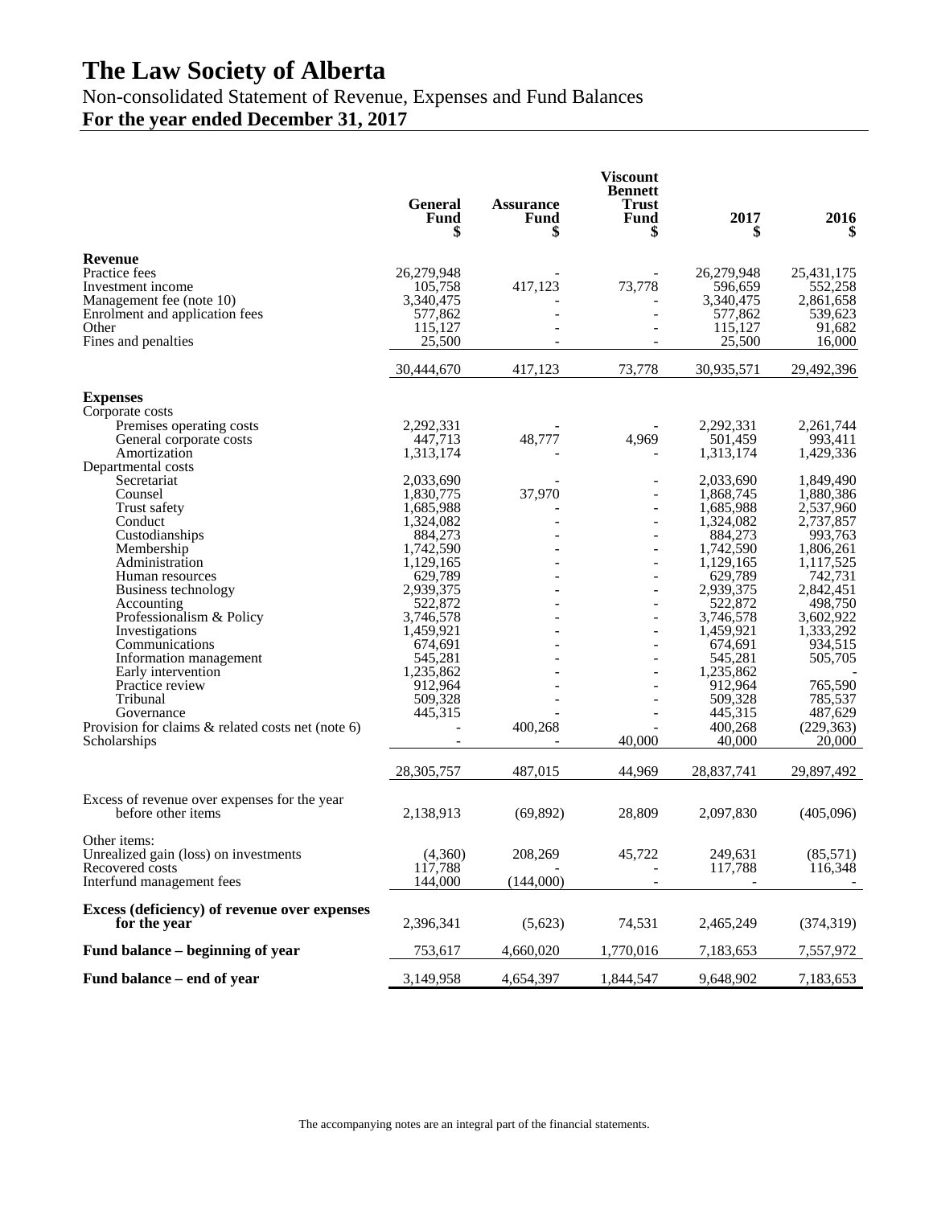# The Law Society of Alberta

Non-consolidated Statement of Revenue, Expenses and Fund Balances

**For the year ended December 31, 2017**

| | General Fund $ | Assurance Fund $ | Viscount Bennett Trust Fund $ | 2017 $ | 2016 $ |
|---|---|---|---|---|---|
| **Revenue** | | | | | |
| Practice fees | 26,279,948 | - | - | 26,279,948 | 25,431,175 |
| Investment income | 105,758 | 417,123 | 73,778 | 596,659 | 552,258 |
| Management fee (note 10) | 3,340,475 | - | - | 3,340,475 | 2,861,658 |
| Enrolment and application fees | 577,862 | - | - | 577,862 | 539,623 |
| Other | 115,127 | - | - | 115,127 | 91,682 |
| Fines and penalties | 25,500 | - | - | 25,500 | 16,000 |
| | 30,444,670 | 417,123 | 73,778 | 30,935,571 | 29,492,396 |
| **Expenses** | | | | | |
| Corporate costs | | | | | |
| Premises operating costs | 2,292,331 | - | - | 2,292,331 | 2,261,744 |
| General corporate costs | 447,713 | 48,777 | 4,969 | 501,459 | 993,411 |
| Amortization | 1,313,174 | - | - | 1,313,174 | 1,429,336 |
| Departmental costs | | | | | |
| Secretariat | 2,033,690 | - | - | 2,033,690 | 1,849,490 |
| Counsel | 1,830,775 | 37,970 | - | 1,868,745 | 1,880,386 |
| Trust safety | 1,685,988 | - | - | 1,685,988 | 2,537,960 |
| Conduct | 1,324,082 | - | - | 1,324,082 | 2,737,857 |
| Custodianships | 884,273 | - | - | 884,273 | 993,763 |
| Membership | 1,742,590 | - | - | 1,742,590 | 1,806,261 |
| Administration | 1,129,165 | - | - | 1,129,165 | 1,117,525 |
| Human resources | 629,789 | - | - | 629,789 | 742,731 |
| Business technology | 2,939,375 | - | - | 2,939,375 | 2,842,451 |
| Accounting | 522,872 | - | - | 522,872 | 498,750 |
| Professionalism & Policy | 3,746,578 | - | - | 3,746,578 | 3,602,922 |
| Investigations | 1,459,921 | - | - | 1,459,921 | 1,333,292 |
| Communications | 674,691 | - | - | 674,691 | 934,515 |
| Information management | 545,281 | - | - | 545,281 | 505,705 |
| Early intervention | 1,235,862 | - | - | 1,235,862 | - |
| Practice review | 912,964 | - | - | 912,964 | 765,590 |
| Tribunal | 509,328 | - | - | 509,328 | 785,537 |
| Governance | 445,315 | - | - | 445,315 | 487,629 |
| Provision for claims & related costs net (note 6) | - | 400,268 | - | 400,268 | (229,363) |
| Scholarships | - | - | 40,000 | 40,000 | 20,000 |
| | 28,305,757 | 487,015 | 44,969 | 28,837,741 | 29,897,492 |
| Excess of revenue over expenses for the year before other items | 2,138,913 | (69,892) | 28,809 | 2,097,830 | (405,096) |
| Other items: | | | | | |
| Unrealized gain (loss) on investments | (4,360) | 208,269 | 45,722 | 249,631 | (85,571) |
| Recovered costs | 117,788 | - | - | 117,788 | 116,348 |
| Interfund management fees | 144,000 | (144,000) | - | - | - |
| **Excess (deficiency) of revenue over expenses for the year** | 2,396,341 | (5,623) | 74,531 | 2,465,249 | (374,319) |
| **Fund balance – beginning of year** | 753,617 | 4,660,020 | 1,770,016 | 7,183,653 | 7,557,972 |
| **Fund balance – end of year** | 3,149,958 | 4,654,397 | 1,844,547 | 9,648,902 | 7,183,653 |

The accompanying notes are an integral part of the financial statements.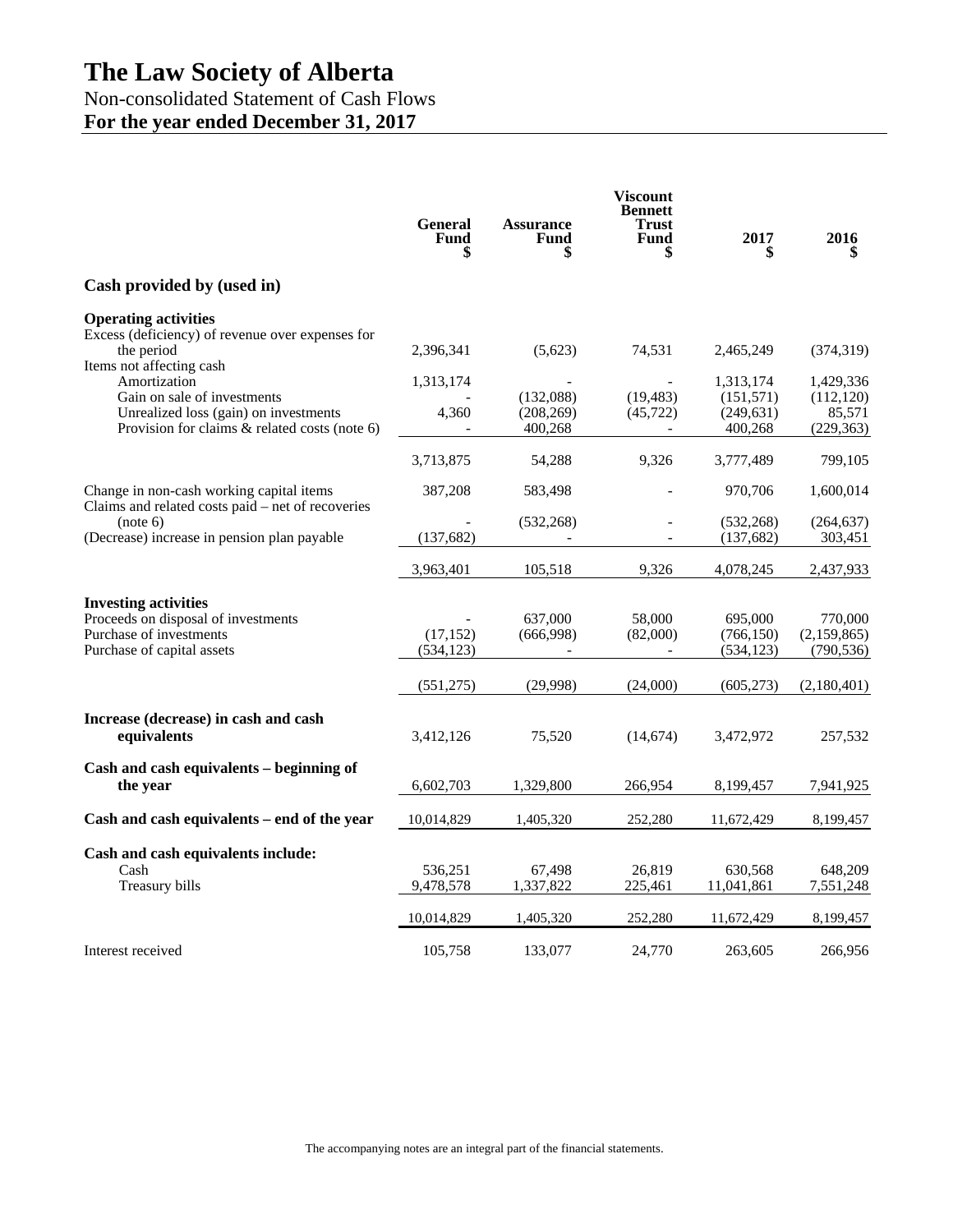# The Law Society of Alberta

Non-consolidated Statement of Cash Flows

**For the year ended December 31, 2017**

| | General Fund $ | Assurance Fund $ | Viscount Bennett Trust Fund $ | 2017 $ | 2016 $ |
|---|---|---|---|---|---|
| **Cash provided by (used in)** | | | | | |
| **Operating activities** | | | | | |
| Excess (deficiency) of revenue over expenses for the period | 2,396,341 | (5,623) | 74,531 | 2,465,249 | (374,319) |
| Items not affecting cash | | | | | |
| Amortization | 1,313,174 | - | - | 1,313,174 | 1,429,336 |
| Gain on sale of investments | - | (132,088) | (19,483) | (151,571) | (112,120) |
| Unrealized loss (gain) on investments | 4,360 | (208,269) | (45,722) | (249,631) | 85,571 |
| Provision for claims & related costs (note 6) | - | 400,268 | - | 400,268 | (229,363) |
| | 3,713,875 | 54,288 | 9,326 | 3,777,489 | 799,105 |
| Change in non-cash working capital items | 387,208 | 583,498 | - | 970,706 | 1,600,014 |
| Claims and related costs paid – net of recoveries (note 6) | - | (532,268) | - | (532,268) | (264,637) |
| (Decrease) increase in pension plan payable | (137,682) | - | - | (137,682) | 303,451 |
| | 3,963,401 | 105,518 | 9,326 | 4,078,245 | 2,437,933 |
| **Investing activities** | | | | | |
| Proceeds on disposal of investments | - | 637,000 | 58,000 | 695,000 | 770,000 |
| Purchase of investments | (17,152) | (666,998) | (82,000) | (766,150) | (2,159,865) |
| Purchase of capital assets | (534,123) | - | - | (534,123) | (790,536) |
| | (551,275) | (29,998) | (24,000) | (605,273) | (2,180,401) |
| **Increase (decrease) in cash and cash equivalents** | 3,412,126 | 75,520 | (14,674) | 3,472,972 | 257,532 |
| **Cash and cash equivalents – beginning of the year** | 6,602,703 | 1,329,800 | 266,954 | 8,199,457 | 7,941,925 |
| **Cash and cash equivalents – end of the year** | 10,014,829 | 1,405,320 | 252,280 | 11,672,429 | 8,199,457 |
| **Cash and cash equivalents include:** | | | | | |
| Cash | 536,251 | 67,498 | 26,819 | 630,568 | 648,209 |
| Treasury bills | 9,478,578 | 1,337,822 | 225,461 | 11,041,861 | 7,551,248 |
| | 10,014,829 | 1,405,320 | 252,280 | 11,672,429 | 8,199,457 |
| Interest received | 105,758 | 133,077 | 24,770 | 263,605 | 266,956 |

The accompanying notes are an integral part of the financial statements.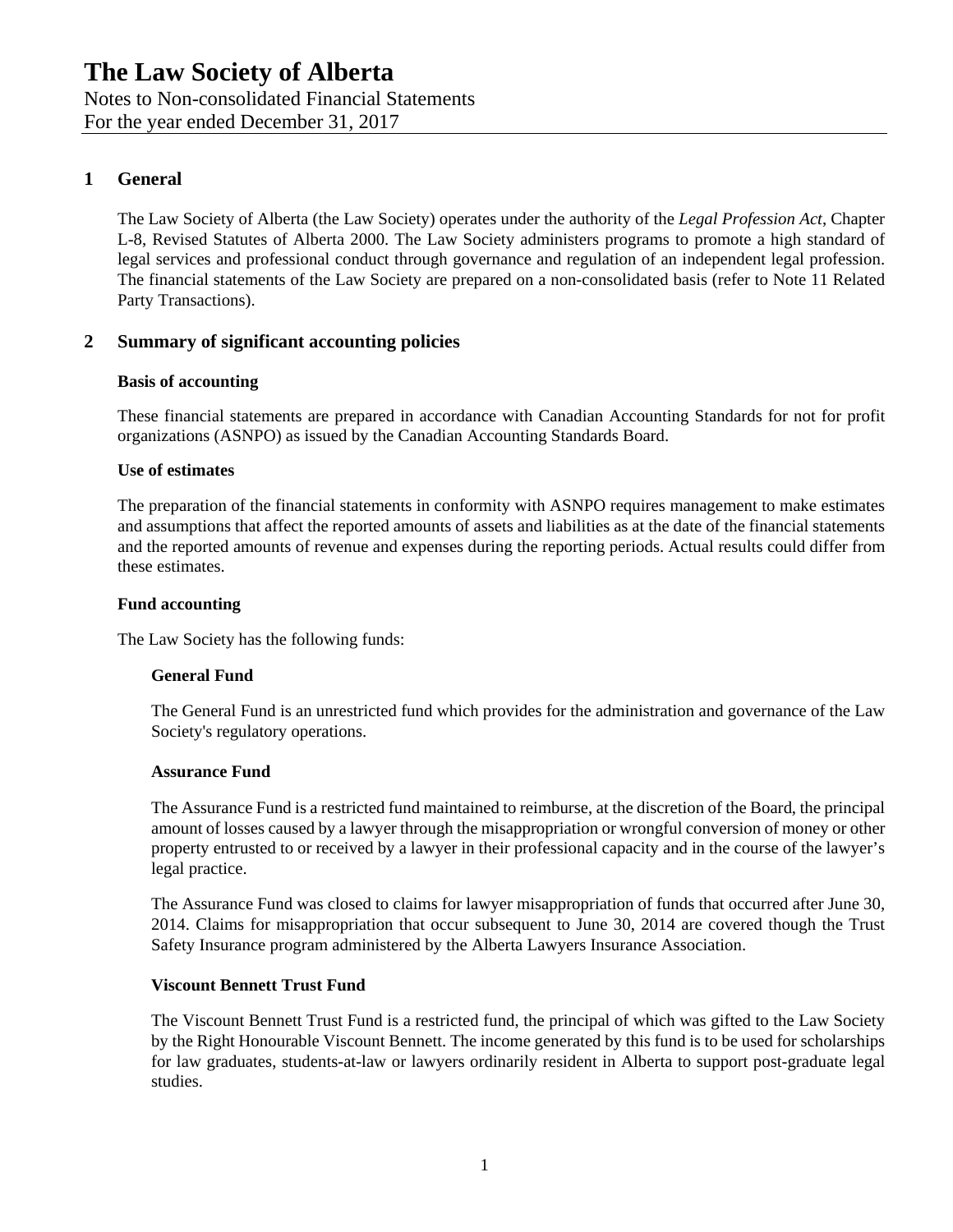# The Law Society of Alberta

Notes to Non-consolidated Financial Statements
For the year ended December 31, 2017

## 1 General

The Law Society of Alberta (the Law Society) operates under the authority of the *Legal Profession Act*, Chapter L-8, Revised Statutes of Alberta 2000. The Law Society administers programs to promote a high standard of legal services and professional conduct through governance and regulation of an independent legal profession. The financial statements of the Law Society are prepared on a non-consolidated basis (refer to Note 11 Related Party Transactions).

## 2 Summary of significant accounting policies

**Basis of accounting**

These financial statements are prepared in accordance with Canadian Accounting Standards for not for profit organizations (ASNPO) as issued by the Canadian Accounting Standards Board.

**Use of estimates**

The preparation of the financial statements in conformity with ASNPO requires management to make estimates and assumptions that affect the reported amounts of assets and liabilities as at the date of the financial statements and the reported amounts of revenue and expenses during the reporting periods. Actual results could differ from these estimates.

**Fund accounting**

The Law Society has the following funds:

**General Fund**

The General Fund is an unrestricted fund which provides for the administration and governance of the Law Society's regulatory operations.

**Assurance Fund**

The Assurance Fund is a restricted fund maintained to reimburse, at the discretion of the Board, the principal amount of losses caused by a lawyer through the misappropriation or wrongful conversion of money or other property entrusted to or received by a lawyer in their professional capacity and in the course of the lawyer's legal practice.

The Assurance Fund was closed to claims for lawyer misappropriation of funds that occurred after June 30, 2014. Claims for misappropriation that occur subsequent to June 30, 2014 are covered though the Trust Safety Insurance program administered by the Alberta Lawyers Insurance Association.

**Viscount Bennett Trust Fund**

The Viscount Bennett Trust Fund is a restricted fund, the principal of which was gifted to the Law Society by the Right Honourable Viscount Bennett. The income generated by this fund is to be used for scholarships for law graduates, students-at-law or lawyers ordinarily resident in Alberta to support post-graduate legal studies.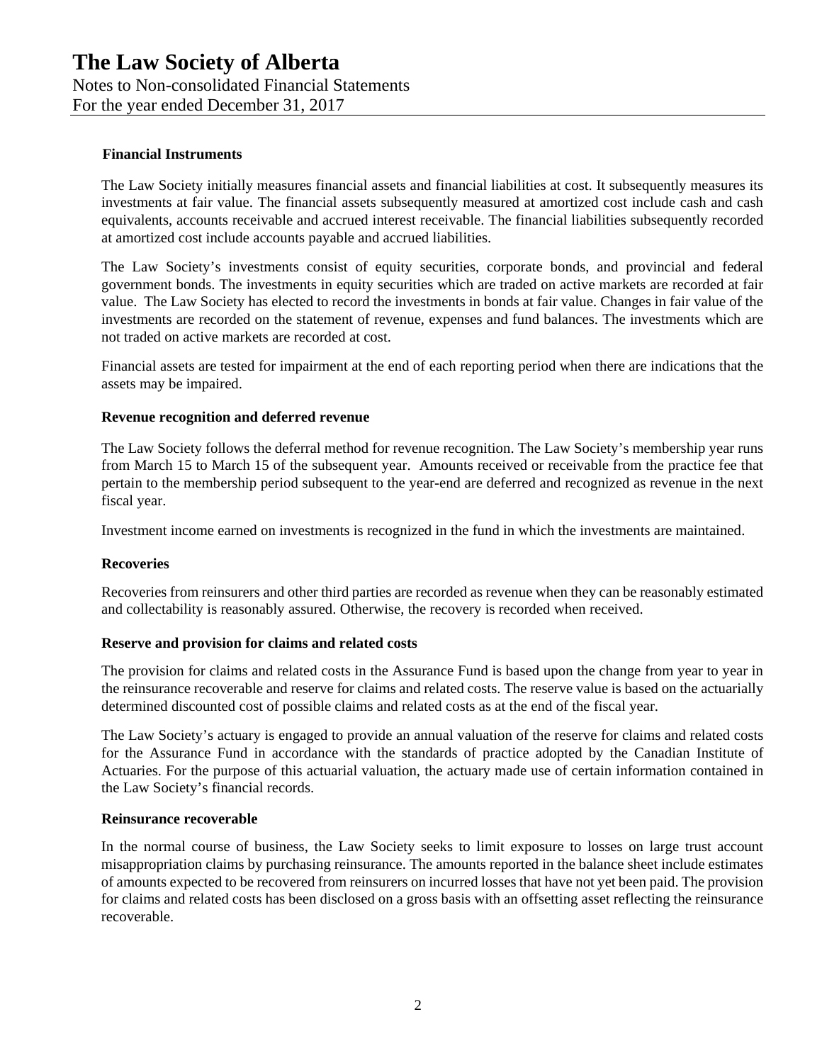**Financial Instruments**

The Law Society initially measures financial assets and financial liabilities at cost. It subsequently measures its investments at fair value. The financial assets subsequently measured at amortized cost include cash and cash equivalents, accounts receivable and accrued interest receivable. The financial liabilities subsequently recorded at amortized cost include accounts payable and accrued liabilities.

The Law Society's investments consist of equity securities, corporate bonds, and provincial and federal government bonds. The investments in equity securities which are traded on active markets are recorded at fair value. The Law Society has elected to record the investments in bonds at fair value. Changes in fair value of the investments are recorded on the statement of revenue, expenses and fund balances. The investments which are not traded on active markets are recorded at cost.

Financial assets are tested for impairment at the end of each reporting period when there are indications that the assets may be impaired.

**Revenue recognition and deferred revenue**

The Law Society follows the deferral method for revenue recognition. The Law Society's membership year runs from March 15 to March 15 of the subsequent year. Amounts received or receivable from the practice fee that pertain to the membership period subsequent to the year-end are deferred and recognized as revenue in the next fiscal year.

Investment income earned on investments is recognized in the fund in which the investments are maintained.

**Recoveries**

Recoveries from reinsurers and other third parties are recorded as revenue when they can be reasonably estimated and collectability is reasonably assured. Otherwise, the recovery is recorded when received.

**Reserve and provision for claims and related costs**

The provision for claims and related costs in the Assurance Fund is based upon the change from year to year in the reinsurance recoverable and reserve for claims and related costs. The reserve value is based on the actuarially determined discounted cost of possible claims and related costs as at the end of the fiscal year.

The Law Society's actuary is engaged to provide an annual valuation of the reserve for claims and related costs for the Assurance Fund in accordance with the standards of practice adopted by the Canadian Institute of Actuaries. For the purpose of this actuarial valuation, the actuary made use of certain information contained in the Law Society's financial records.

**Reinsurance recoverable**

In the normal course of business, the Law Society seeks to limit exposure to losses on large trust account misappropriation claims by purchasing reinsurance. The amounts reported in the balance sheet include estimates of amounts expected to be recovered from reinsurers on incurred losses that have not yet been paid. The provision for claims and related costs has been disclosed on a gross basis with an offsetting asset reflecting the reinsurance recoverable.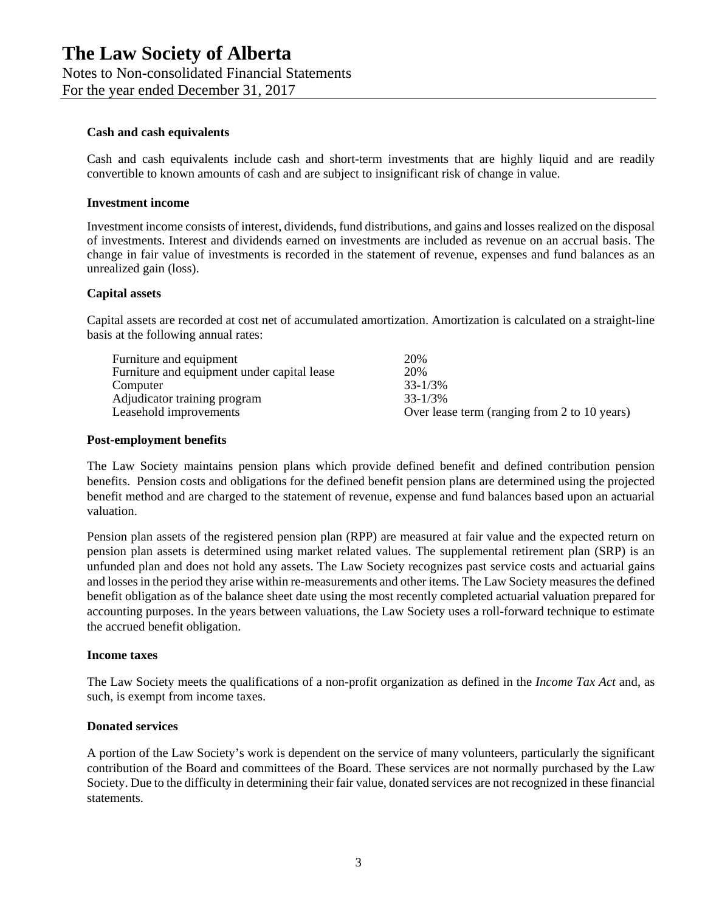#### Cash and cash equivalents

Cash and cash equivalents include cash and short-term investments that are highly liquid and are readily convertible to known amounts of cash and are subject to insignificant risk of change in value.

#### Investment income

Investment income consists of interest, dividends, fund distributions, and gains and losses realized on the disposal of investments. Interest and dividends earned on investments are included as revenue on an accrual basis. The change in fair value of investments is recorded in the statement of revenue, expenses and fund balances as an unrealized gain (loss).

#### Capital assets

Capital assets are recorded at cost net of accumulated amortization. Amortization is calculated on a straight-line basis at the following annual rates:

| | |
|---|---|
| Furniture and equipment | 20% |
| Furniture and equipment under capital lease | 20% |
| Computer | 33-1/3% |
| Adjudicator training program | 33-1/3% |
| Leasehold improvements | Over lease term (ranging from 2 to 10 years) |

#### Post-employment benefits

The Law Society maintains pension plans which provide defined benefit and defined contribution pension benefits. Pension costs and obligations for the defined benefit pension plans are determined using the projected benefit method and are charged to the statement of revenue, expense and fund balances based upon an actuarial valuation.

Pension plan assets of the registered pension plan (RPP) are measured at fair value and the expected return on pension plan assets is determined using market related values. The supplemental retirement plan (SRP) is an unfunded plan and does not hold any assets. The Law Society recognizes past service costs and actuarial gains and losses in the period they arise within re-measurements and other items. The Law Society measures the defined benefit obligation as of the balance sheet date using the most recently completed actuarial valuation prepared for accounting purposes. In the years between valuations, the Law Society uses a roll-forward technique to estimate the accrued benefit obligation.

#### Income taxes

The Law Society meets the qualifications of a non-profit organization as defined in the *Income Tax Act* and, as such, is exempt from income taxes.

#### Donated services

A portion of the Law Society's work is dependent on the service of many volunteers, particularly the significant contribution of the Board and committees of the Board. These services are not normally purchased by the Law Society. Due to the difficulty in determining their fair value, donated services are not recognized in these financial statements.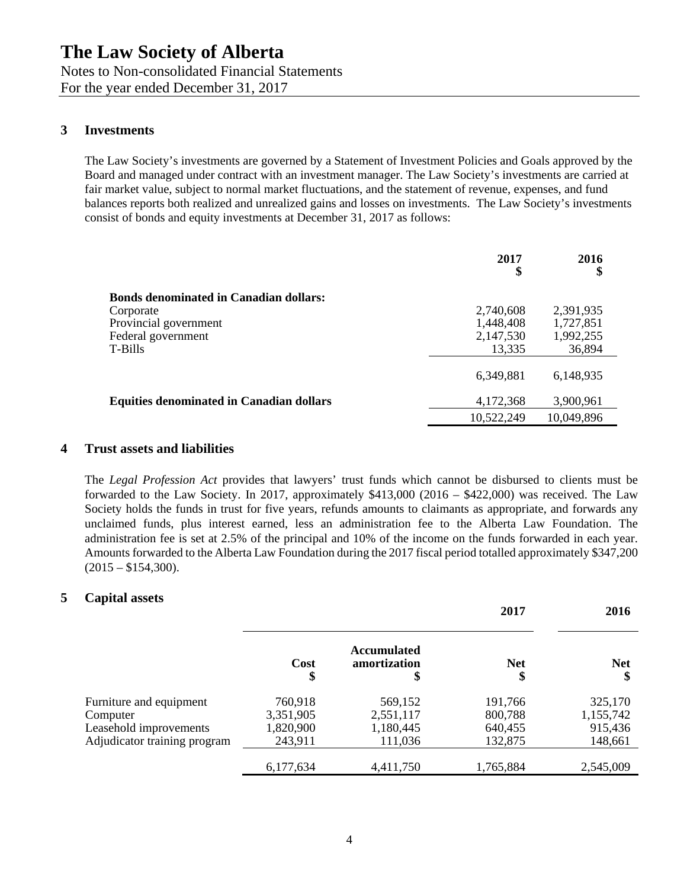# The Law Society of Alberta

Notes to Non-consolidated Financial Statements
For the year ended December 31, 2017

## 3 Investments

The Law Society's investments are governed by a Statement of Investment Policies and Goals approved by the Board and managed under contract with an investment manager. The Law Society's investments are carried at fair market value, subject to normal market fluctuations, and the statement of revenue, expenses, and fund balances reports both realized and unrealized gains and losses on investments. The Law Society's investments consist of bonds and equity investments at December 31, 2017 as follows:

| | 2017<br>$ | 2016<br>$ |
|---|---|---|
| **Bonds denominated in Canadian dollars:** | | |
| Corporate | 2,740,608 | 2,391,935 |
| Provincial government | 1,448,408 | 1,727,851 |
| Federal government | 2,147,530 | 1,992,255 |
| T-Bills | 13,335 | 36,894 |
| | 6,349,881 | 6,148,935 |
| **Equities denominated in Canadian dollars** | 4,172,368 | 3,900,961 |
| | 10,522,249 | 10,049,896 |

## 4 Trust assets and liabilities

The *Legal Profession Act* provides that lawyers' trust funds which cannot be disbursed to clients must be forwarded to the Law Society. In 2017, approximately $413,000 (2016 – $422,000) was received. The Law Society holds the funds in trust for five years, refunds amounts to claimants as appropriate, and forwards any unclaimed funds, plus interest earned, less an administration fee to the Alberta Law Foundation. The administration fee is set at 2.5% of the principal and 10% of the income on the funds forwarded in each year. Amounts forwarded to the Alberta Law Foundation during the 2017 fiscal period totalled approximately $347,200 (2015 – $154,300).

## 5 Capital assets

| | | | 2017 | 2016 |
|---|---|---|---|---|
| | Cost<br>$ | Accumulated amortization<br>$ | Net<br>$ | Net<br>$ |
| Furniture and equipment | 760,918 | 569,152 | 191,766 | 325,170 |
| Computer | 3,351,905 | 2,551,117 | 800,788 | 1,155,742 |
| Leasehold improvements | 1,820,900 | 1,180,445 | 640,455 | 915,436 |
| Adjudicator training program | 243,911 | 111,036 | 132,875 | 148,661 |
| | 6,177,634 | 4,411,750 | 1,765,884 | 2,545,009 |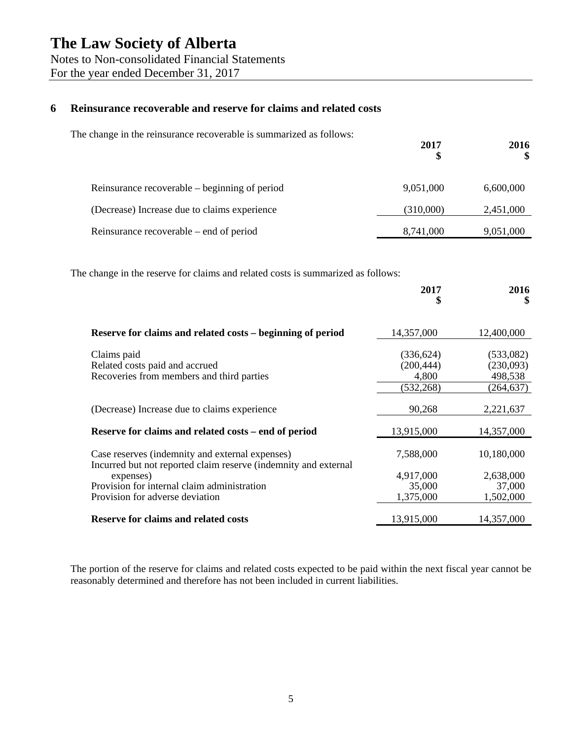# The Law Society of Alberta

Notes to Non-consolidated Financial Statements
For the year ended December 31, 2017

## 6 Reinsurance recoverable and reserve for claims and related costs

The change in the reinsurance recoverable is summarized as follows:

| | 2017 $ | 2016 $ |
|---|---|---|
| Reinsurance recoverable – beginning of period | 9,051,000 | 6,600,000 |
| (Decrease) Increase due to claims experience | (310,000) | 2,451,000 |
| Reinsurance recoverable – end of period | 8,741,000 | 9,051,000 |

The change in the reserve for claims and related costs is summarized as follows:

| | 2017 $ | 2016 $ |
|---|---|---|
| **Reserve for claims and related costs – beginning of period** | 14,357,000 | 12,400,000 |
| Claims paid | (336,624) | (533,082) |
| Related costs paid and accrued | (200,444) | (230,093) |
| Recoveries from members and third parties | 4,800 | 498,538 |
| | (532,268) | (264,637) |
| (Decrease) Increase due to claims experience | 90,268 | 2,221,637 |
| **Reserve for claims and related costs – end of period** | 13,915,000 | 14,357,000 |
| Case reserves (indemnity and external expenses) | 7,588,000 | 10,180,000 |
| Incurred but not reported claim reserve (indemnity and external expenses) | 4,917,000 | 2,638,000 |
| Provision for internal claim administration | 35,000 | 37,000 |
| Provision for adverse deviation | 1,375,000 | 1,502,000 |
| **Reserve for claims and related costs** | 13,915,000 | 14,357,000 |

The portion of the reserve for claims and related costs expected to be paid within the next fiscal year cannot be reasonably determined and therefore has not been included in current liabilities.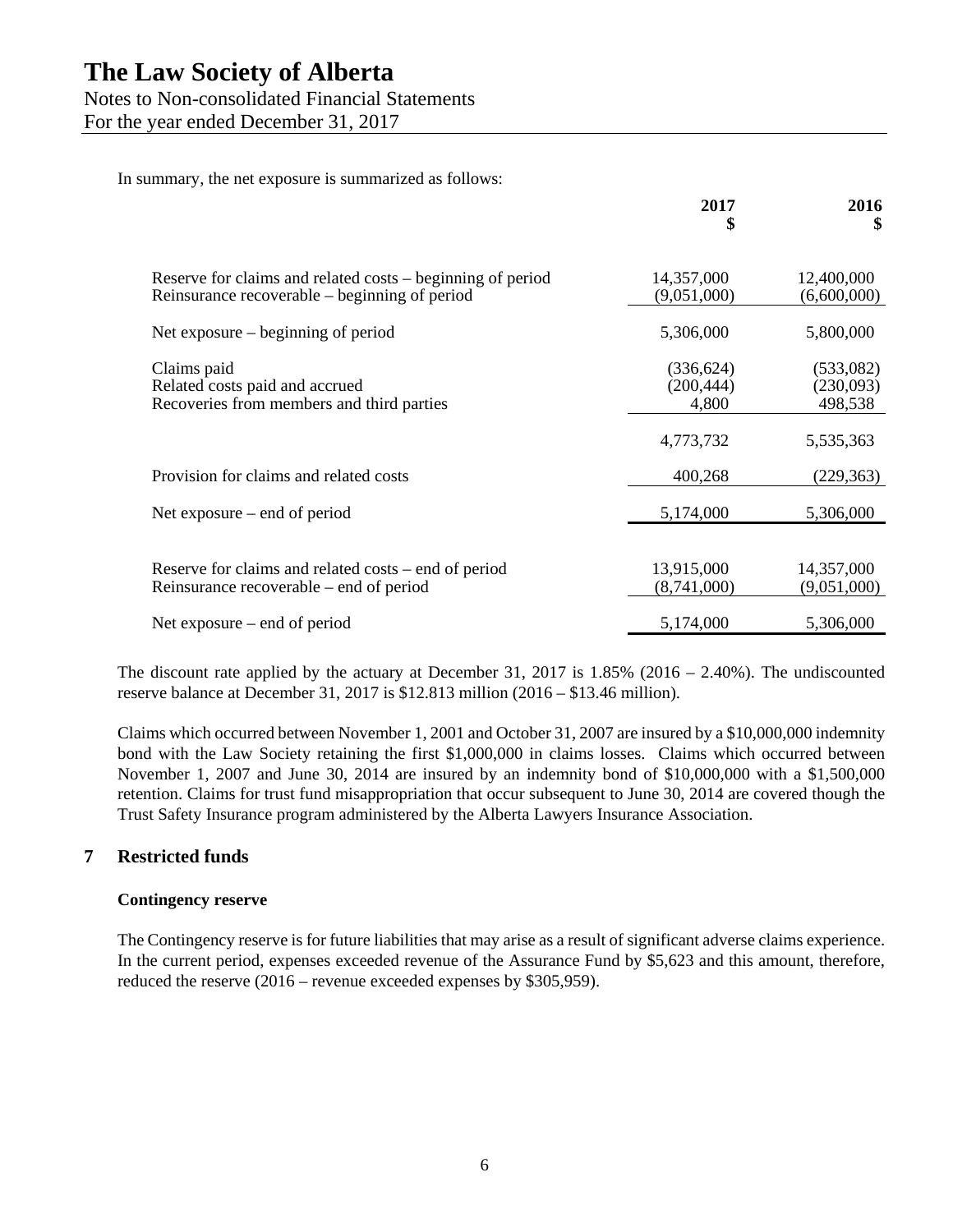In summary, the net exposure is summarized as follows:

| | 2017<br>$ | 2016<br>$ |
|---|---|---|
| Reserve for claims and related costs – beginning of period | 14,357,000 | 12,400,000 |
| Reinsurance recoverable – beginning of period | (9,051,000) | (6,600,000) |
| Net exposure – beginning of period | 5,306,000 | 5,800,000 |
| Claims paid | (336,624) | (533,082) |
| Related costs paid and accrued | (200,444) | (230,093) |
| Recoveries from members and third parties | 4,800 | 498,538 |
| | 4,773,732 | 5,535,363 |
| Provision for claims and related costs | 400,268 | (229,363) |
| Net exposure – end of period | 5,174,000 | 5,306,000 |
| Reserve for claims and related costs – end of period | 13,915,000 | 14,357,000 |
| Reinsurance recoverable – end of period | (8,741,000) | (9,051,000) |
| Net exposure – end of period | 5,174,000 | 5,306,000 |

The discount rate applied by the actuary at December 31, 2017 is 1.85% (2016 – 2.40%). The undiscounted reserve balance at December 31, 2017 is $12.813 million (2016 – $13.46 million).

Claims which occurred between November 1, 2001 and October 31, 2007 are insured by a $10,000,000 indemnity bond with the Law Society retaining the first $1,000,000 in claims losses. Claims which occurred between November 1, 2007 and June 30, 2014 are insured by an indemnity bond of $10,000,000 with a $1,500,000 retention. Claims for trust fund misappropriation that occur subsequent to June 30, 2014 are covered though the Trust Safety Insurance program administered by the Alberta Lawyers Insurance Association.

## 7 Restricted funds

**Contingency reserve**

The Contingency reserve is for future liabilities that may arise as a result of significant adverse claims experience. In the current period, expenses exceeded revenue of the Assurance Fund by $5,623 and this amount, therefore, reduced the reserve (2016 – revenue exceeded expenses by $305,959).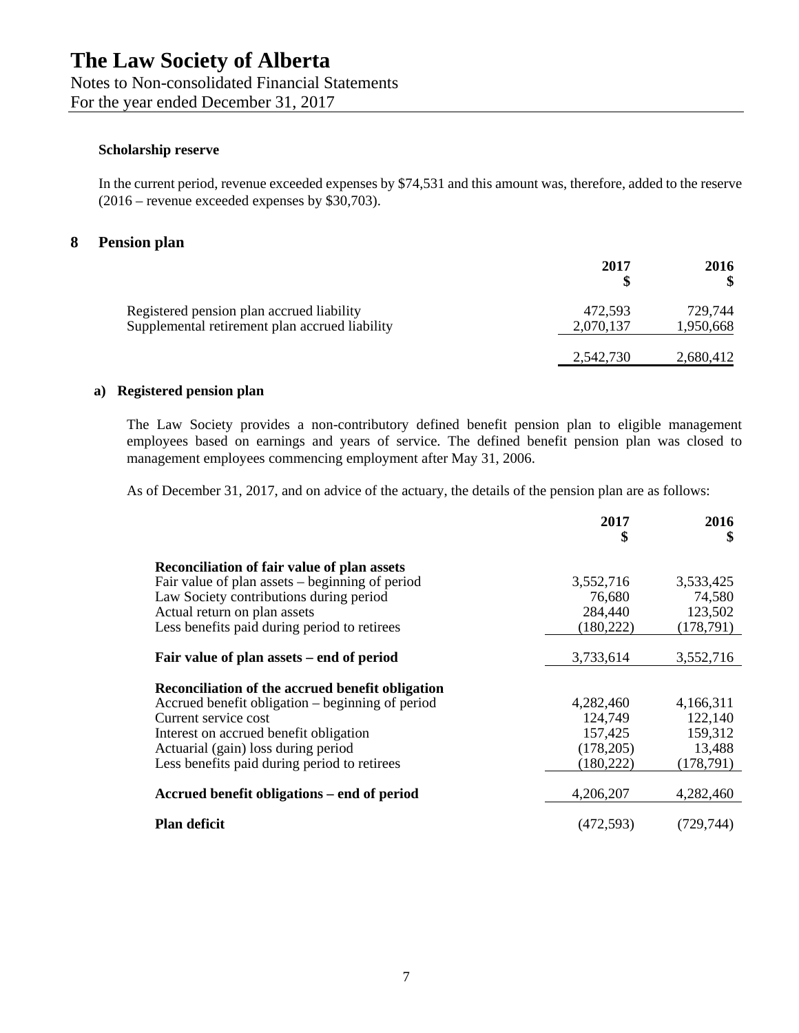**Scholarship reserve**

In the current period, revenue exceeded expenses by $74,531 and this amount was, therefore, added to the reserve (2016 – revenue exceeded expenses by $30,703).

## 8 Pension plan

| | 2017<br>$ | 2016<br>$ |
|---|---|---|
| Registered pension plan accrued liability | 472,593 | 729,744 |
| Supplemental retirement plan accrued liability | 2,070,137 | 1,950,668 |
| | 2,542,730 | 2,680,412 |

### a) Registered pension plan

The Law Society provides a non-contributory defined benefit pension plan to eligible management employees based on earnings and years of service. The defined benefit pension plan was closed to management employees commencing employment after May 31, 2006.

As of December 31, 2017, and on advice of the actuary, the details of the pension plan are as follows:

| | 2017<br>$ | 2016<br>$ |
|---|---|---|
| **Reconciliation of fair value of plan assets** | | |
| Fair value of plan assets – beginning of period | 3,552,716 | 3,533,425 |
| Law Society contributions during period | 76,680 | 74,580 |
| Actual return on plan assets | 284,440 | 123,502 |
| Less benefits paid during period to retirees | (180,222) | (178,791) |
| **Fair value of plan assets – end of period** | 3,733,614 | 3,552,716 |
| **Reconciliation of the accrued benefit obligation** | | |
| Accrued benefit obligation – beginning of period | 4,282,460 | 4,166,311 |
| Current service cost | 124,749 | 122,140 |
| Interest on accrued benefit obligation | 157,425 | 159,312 |
| Actuarial (gain) loss during period | (178,205) | 13,488 |
| Less benefits paid during period to retirees | (180,222) | (178,791) |
| **Accrued benefit obligations – end of period** | 4,206,207 | 4,282,460 |
| **Plan deficit** | (472,593) | (729,744) |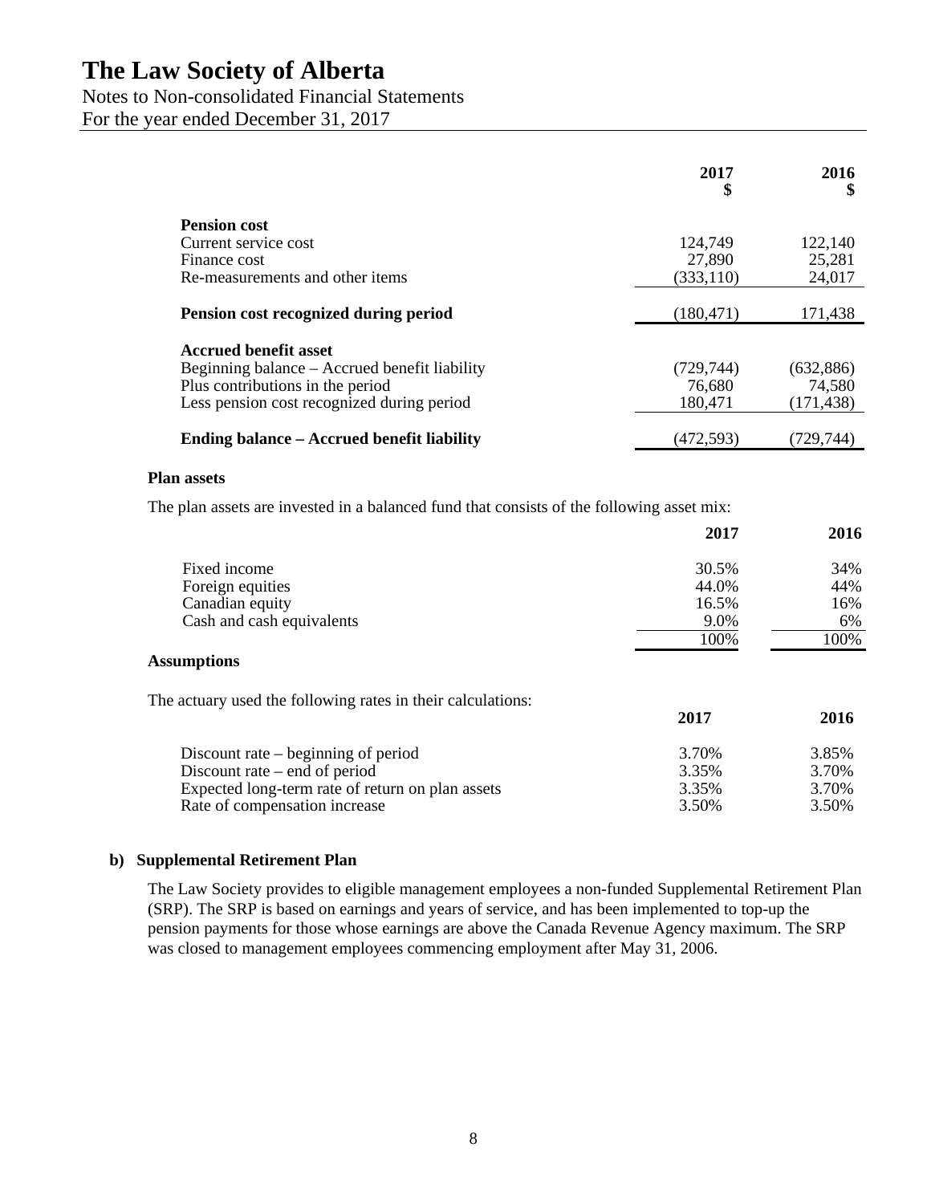# The Law Society of Alberta

Notes to Non-consolidated Financial Statements

For the year ended December 31, 2017

| | 2017<br>$ | 2016<br>$ |
|---|---|---|
| **Pension cost** | | |
| Current service cost | 124,749 | 122,140 |
| Finance cost | 27,890 | 25,281 |
| Re-measurements and other items | (333,110) | 24,017 |
| **Pension cost recognized during period** | (180,471) | 171,438 |
| **Accrued benefit asset** | | |
| Beginning balance – Accrued benefit liability | (729,744) | (632,886) |
| Plus contributions in the period | 76,680 | 74,580 |
| Less pension cost recognized during period | 180,471 | (171,438) |
| **Ending balance – Accrued benefit liability** | (472,593) | (729,744) |

**Plan assets**

The plan assets are invested in a balanced fund that consists of the following asset mix:

| | 2017 | 2016 |
|---|---|---|
| Fixed income | 30.5% | 34% |
| Foreign equities | 44.0% | 44% |
| Canadian equity | 16.5% | 16% |
| Cash and cash equivalents | 9.0% | 6% |
| | 100% | 100% |

**Assumptions**

The actuary used the following rates in their calculations:

| | 2017 | 2016 |
|---|---|---|
| Discount rate – beginning of period | 3.70% | 3.85% |
| Discount rate – end of period | 3.35% | 3.70% |
| Expected long-term rate of return on plan assets | 3.35% | 3.70% |
| Rate of compensation increase | 3.50% | 3.50% |

**b) Supplemental Retirement Plan**

The Law Society provides to eligible management employees a non-funded Supplemental Retirement Plan (SRP). The SRP is based on earnings and years of service, and has been implemented to top-up the pension payments for those whose earnings are above the Canada Revenue Agency maximum. The SRP was closed to management employees commencing employment after May 31, 2006.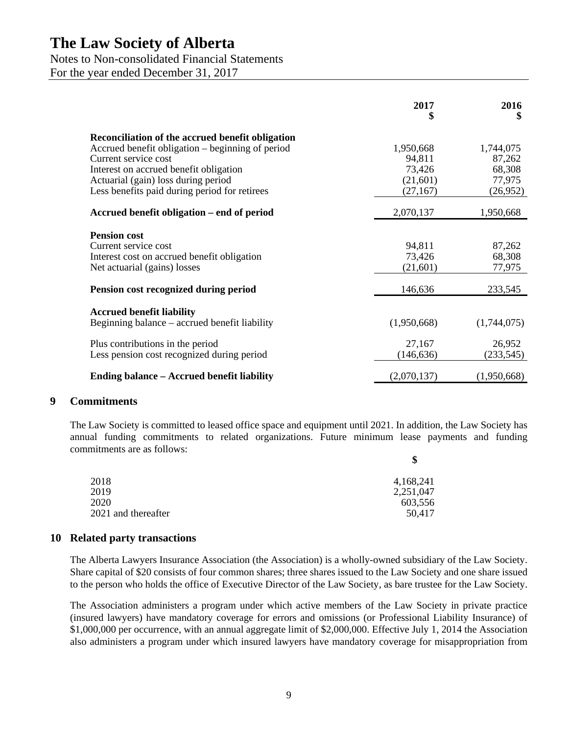# The Law Society of Alberta

Notes to Non-consolidated Financial Statements

For the year ended December 31, 2017

| | 2017 \$ | 2016 \$ |
|---|---|---|
| **Reconciliation of the accrued benefit obligation** | | |
| Accrued benefit obligation – beginning of period | 1,950,668 | 1,744,075 |
| Current service cost | 94,811 | 87,262 |
| Interest on accrued benefit obligation | 73,426 | 68,308 |
| Actuarial (gain) loss during period | (21,601) | 77,975 |
| Less benefits paid during period for retirees | (27,167) | (26,952) |
| **Accrued benefit obligation – end of period** | 2,070,137 | 1,950,668 |
| **Pension cost** | | |
| Current service cost | 94,811 | 87,262 |
| Interest cost on accrued benefit obligation | 73,426 | 68,308 |
| Net actuarial (gains) losses | (21,601) | 77,975 |
| **Pension cost recognized during period** | 146,636 | 233,545 |
| **Accrued benefit liability** | | |
| Beginning balance – accrued benefit liability | (1,950,668) | (1,744,075) |
| Plus contributions in the period | 27,167 | 26,952 |
| Less pension cost recognized during period | (146,636) | (233,545) |
| **Ending balance – Accrued benefit liability** | (2,070,137) | (1,950,668) |

## 9 Commitments

The Law Society is committed to leased office space and equipment until 2021. In addition, the Law Society has annual funding commitments to related organizations. Future minimum lease payments and funding commitments are as follows:

| | \$ |
|---|---|
| 2018 | 4,168,241 |
| 2019 | 2,251,047 |
| 2020 | 603,556 |
| 2021 and thereafter | 50,417 |

## 10 Related party transactions

The Alberta Lawyers Insurance Association (the Association) is a wholly-owned subsidiary of the Law Society. Share capital of \$20 consists of four common shares; three shares issued to the Law Society and one share issued to the person who holds the office of Executive Director of the Law Society, as bare trustee for the Law Society.

The Association administers a program under which active members of the Law Society in private practice (insured lawyers) have mandatory coverage for errors and omissions (or Professional Liability Insurance) of \$1,000,000 per occurrence, with an annual aggregate limit of \$2,000,000. Effective July 1, 2014 the Association also administers a program under which insured lawyers have mandatory coverage for misappropriation from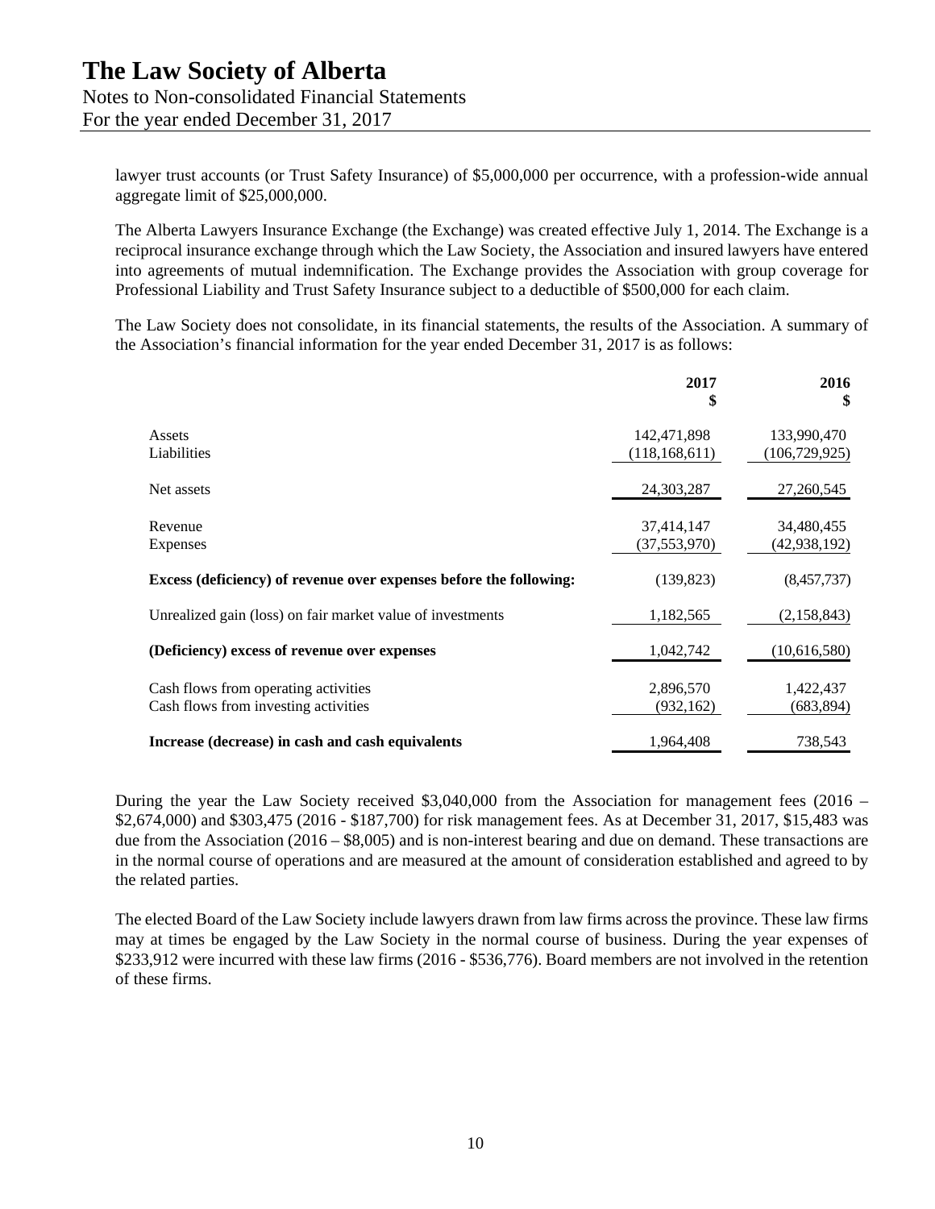lawyer trust accounts (or Trust Safety Insurance) of $5,000,000 per occurrence, with a profession-wide annual aggregate limit of $25,000,000.

The Alberta Lawyers Insurance Exchange (the Exchange) was created effective July 1, 2014. The Exchange is a reciprocal insurance exchange through which the Law Society, the Association and insured lawyers have entered into agreements of mutual indemnification. The Exchange provides the Association with group coverage for Professional Liability and Trust Safety Insurance subject to a deductible of $500,000 for each claim.

The Law Society does not consolidate, in its financial statements, the results of the Association. A summary of the Association's financial information for the year ended December 31, 2017 is as follows:

| | 2017<br>$ | 2016<br>$ |
|---|---|---|
| Assets | 142,471,898 | 133,990,470 |
| Liabilities | (118,168,611) | (106,729,925) |
| Net assets | 24,303,287 | 27,260,545 |
| Revenue | 37,414,147 | 34,480,455 |
| Expenses | (37,553,970) | (42,938,192) |
| **Excess (deficiency) of revenue over expenses before the following:** | (139,823) | (8,457,737) |
| Unrealized gain (loss) on fair market value of investments | 1,182,565 | (2,158,843) |
| **(Deficiency) excess of revenue over expenses** | 1,042,742 | (10,616,580) |
| Cash flows from operating activities | 2,896,570 | 1,422,437 |
| Cash flows from investing activities | (932,162) | (683,894) |
| **Increase (decrease) in cash and cash equivalents** | 1,964,408 | 738,543 |

During the year the Law Society received $3,040,000 from the Association for management fees (2016 – $2,674,000) and $303,475 (2016 - $187,700) for risk management fees. As at December 31, 2017, $15,483 was due from the Association (2016 – $8,005) and is non-interest bearing and due on demand. These transactions are in the normal course of operations and are measured at the amount of consideration established and agreed to by the related parties.

The elected Board of the Law Society include lawyers drawn from law firms across the province. These law firms may at times be engaged by the Law Society in the normal course of business. During the year expenses of $233,912 were incurred with these law firms (2016 - $536,776). Board members are not involved in the retention of these firms.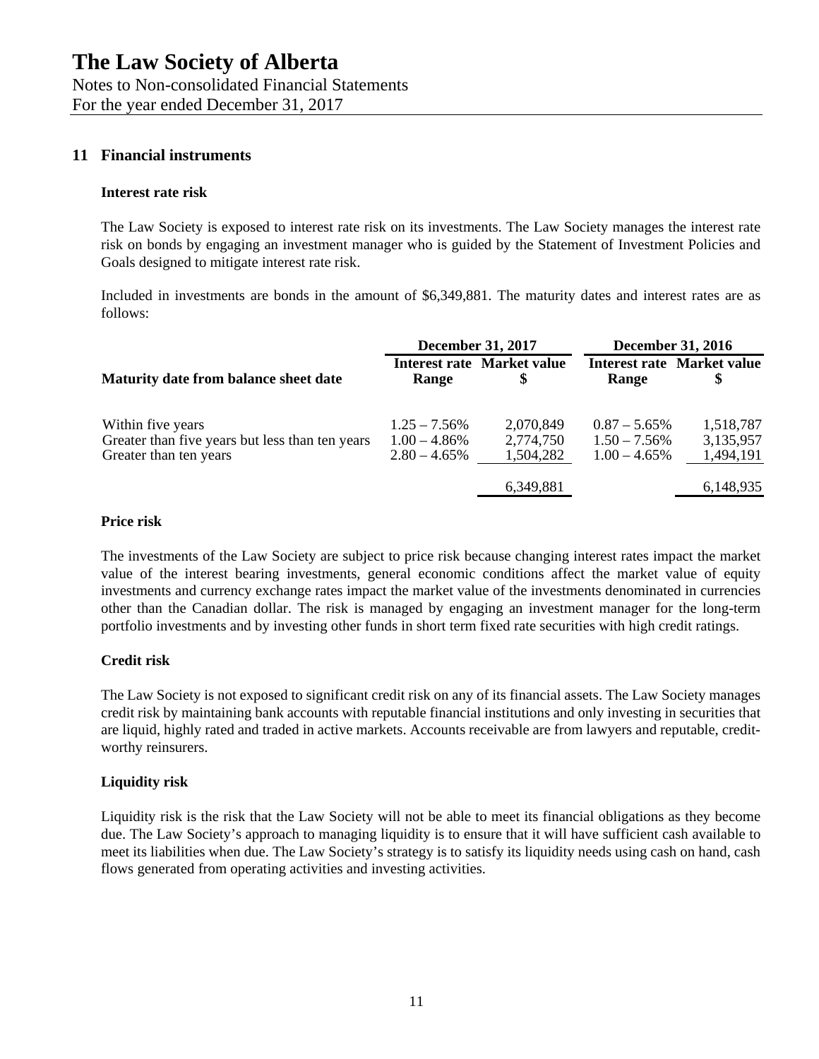# The Law Society of Alberta

Notes to Non-consolidated Financial Statements

For the year ended December 31, 2017

## 11 Financial instruments

### Interest rate risk

The Law Society is exposed to interest rate risk on its investments. The Law Society manages the interest rate risk on bonds by engaging an investment manager who is guided by the Statement of Investment Policies and Goals designed to mitigate interest rate risk.

Included in investments are bonds in the amount of $6,349,881. The maturity dates and interest rates are as follows:

| | December 31, 2017 | | December 31, 2016 | |
|---|---|---|---|---|
| **Maturity date from balance sheet date** | **Interest rate Range** | **Market value $** | **Interest rate Range** | **Market value $** |
| Within five years | 1.25 – 7.56% | 2,070,849 | 0.87 – 5.65% | 1,518,787 |
| Greater than five years but less than ten years | 1.00 – 4.86% | 2,774,750 | 1.50 – 7.56% | 3,135,957 |
| Greater than ten years | 2.80 – 4.65% | 1,504,282 | 1.00 – 4.65% | 1,494,191 |
| | | 6,349,881 | | 6,148,935 |

### Price risk

The investments of the Law Society are subject to price risk because changing interest rates impact the market value of the interest bearing investments, general economic conditions affect the market value of equity investments and currency exchange rates impact the market value of the investments denominated in currencies other than the Canadian dollar. The risk is managed by engaging an investment manager for the long-term portfolio investments and by investing other funds in short term fixed rate securities with high credit ratings.

### Credit risk

The Law Society is not exposed to significant credit risk on any of its financial assets. The Law Society manages credit risk by maintaining bank accounts with reputable financial institutions and only investing in securities that are liquid, highly rated and traded in active markets. Accounts receivable are from lawyers and reputable, credit-worthy reinsurers.

### Liquidity risk

Liquidity risk is the risk that the Law Society will not be able to meet its financial obligations as they become due. The Law Society's approach to managing liquidity is to ensure that it will have sufficient cash available to meet its liabilities when due. The Law Society's strategy is to satisfy its liquidity needs using cash on hand, cash flows generated from operating activities and investing activities.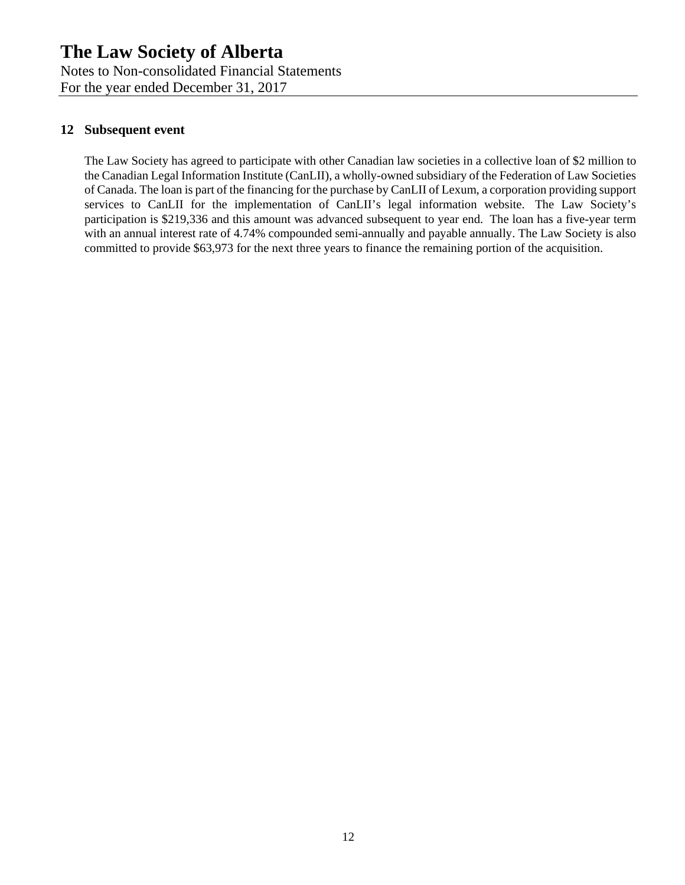## 12 Subsequent event

The Law Society has agreed to participate with other Canadian law societies in a collective loan of $2 million to the Canadian Legal Information Institute (CanLII), a wholly-owned subsidiary of the Federation of Law Societies of Canada. The loan is part of the financing for the purchase by CanLII of Lexum, a corporation providing support services to CanLII for the implementation of CanLII's legal information website. The Law Society's participation is $219,336 and this amount was advanced subsequent to year end. The loan has a five-year term with an annual interest rate of 4.74% compounded semi-annually and payable annually. The Law Society is also committed to provide $63,973 for the next three years to finance the remaining portion of the acquisition.